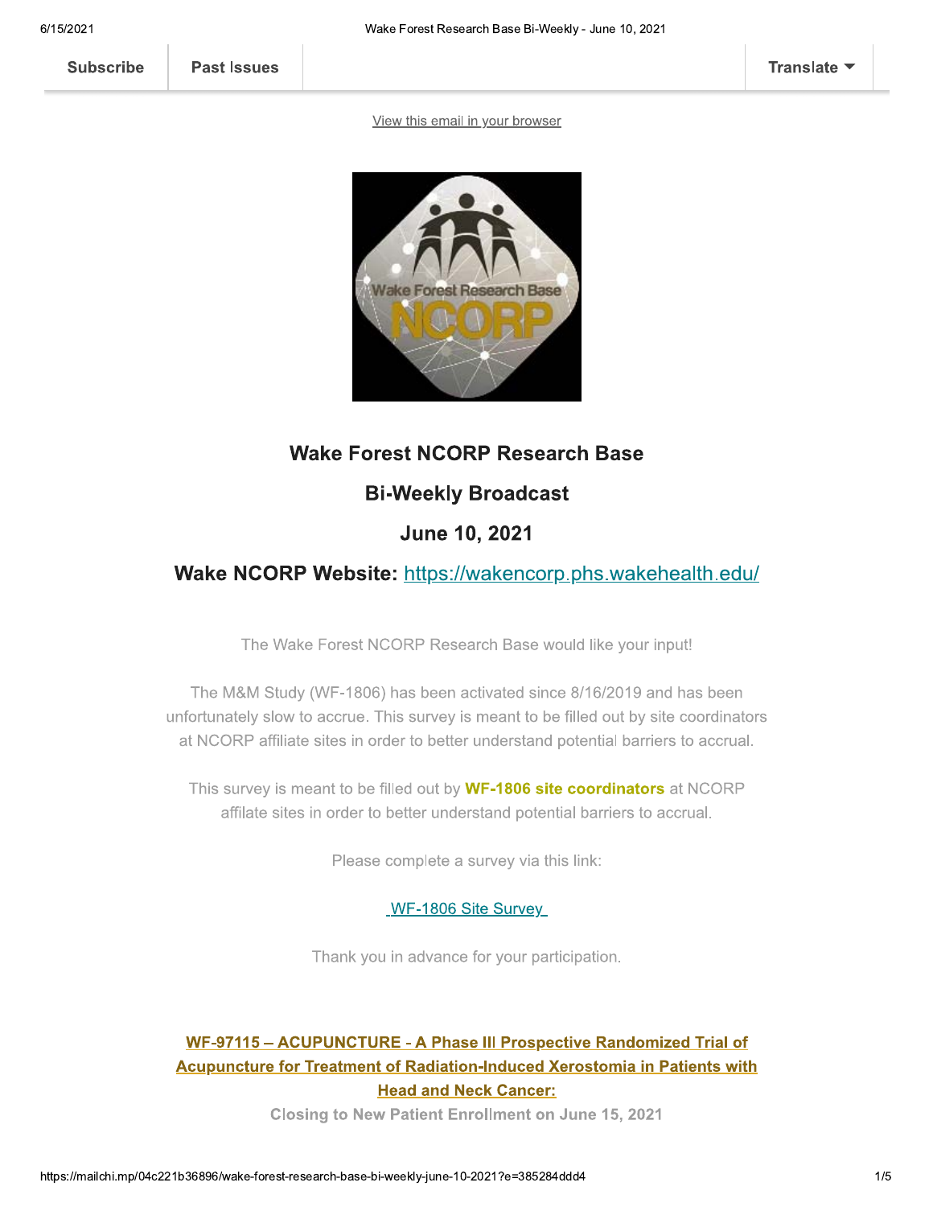Subscribe | Past Issues | Translate

View this email in your browser

## Wake Forest NCORP Research Base

## Bi-Weekly Broadcast

## June 10, 2021

## Wake NCORP Website: https://wakencorp.phs.wakehealth.edu/

The Wake Forest NCORP Research Base would like your input!

The M&M Study (WF-1806) has been activated since 8/16/2019 and has been unfortunately slow to accrue. This survey is meant to be filled out by site coordinators at NCORP affiliate sites in order to better understand potential barriers to accrual.

This survey is meant to be filled out by **WF-1806 site coordinators** at NCORP affilate sites in order to better understand potential barriers to accrual.

Please complete a survey via this link:

WF-1806 Site Survey

Thank you in advance for your participation.

**WF-97115 – ACUPUNCTURE - A Phase III Prospective Randomized Trial of Acupuncture for Treatment of Radiation-Induced Xerostomia in Patients with Head and Neck Cancer:**

**Closing to New Patient Enrollment on June 15, 2021**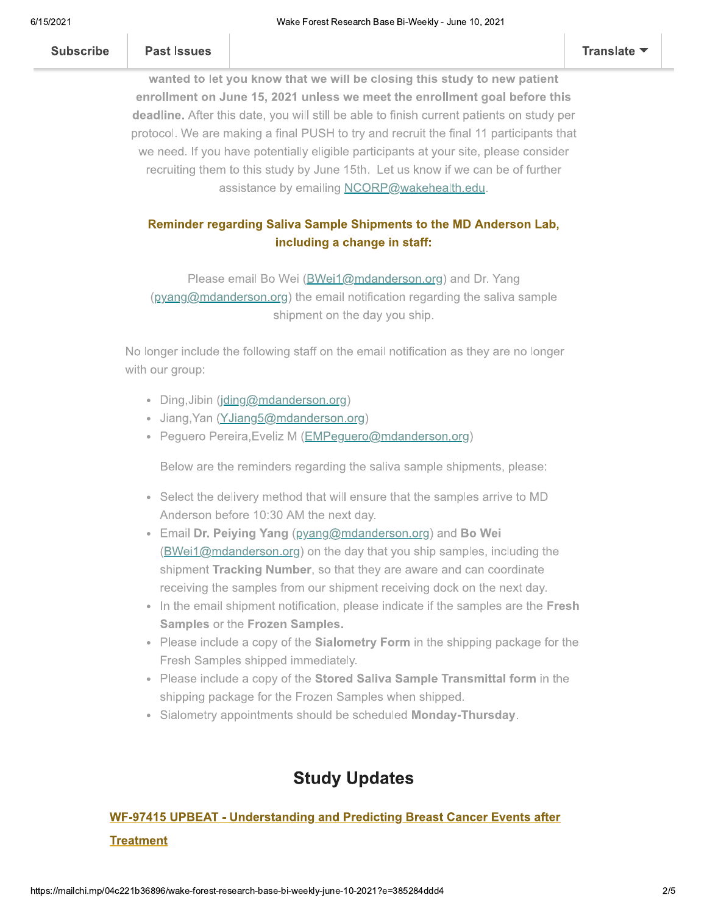**wanted to let you know that we will be closing this study to new patient enrollment on June 15, 2021 unless we meet the enrollment goal before this deadline.** After this date, you will still be able to finish current patients on study per protocol. We are making a final PUSH to try and recruit the final 11 participants that we need. If you have potentially eligible participants at your site, please consider recruiting them to this study by June 15th. Let us know if we can be of further assistance by emailing NCORP@wakehealth.edu.

**Reminder regarding Saliva Sample Shipments to the MD Anderson Lab, including a change in staff:**

Please email Bo Wei (BWei1@mdanderson.org) and Dr. Yang (pyang@mdanderson.org) the email notification regarding the saliva sample shipment on the day you ship.

No longer include the following staff on the email notification as they are no longer with our group:

- Ding,Jibin (jding@mdanderson.org)
- Jiang,Yan (YJiang5@mdanderson.org)
- Peguero Pereira,Eveliz M (EMPeguero@mdanderson.org)

Below are the reminders regarding the saliva sample shipments, please:

- Select the delivery method that will ensure that the samples arrive to MD Anderson before 10:30 AM the next day.
- Email **Dr. Peiying Yang** (pyang@mdanderson.org) and **Bo Wei** (BWei1@mdanderson.org) on the day that you ship samples, including the shipment **Tracking Number**, so that they are aware and can coordinate receiving the samples from our shipment receiving dock on the next day.
- In the email shipment notification, please indicate if the samples are the **Fresh Samples** or the **Frozen Samples.**
- Please include a copy of the **Sialometry Form** in the shipping package for the Fresh Samples shipped immediately.
- Please include a copy of the **Stored Saliva Sample Transmittal form** in the shipping package for the Frozen Samples when shipped.
- Sialometry appointments should be scheduled **Monday-Thursday**.

## Study Updates

**WF-97415 UPBEAT - Understanding and Predicting Breast Cancer Events after Treatment**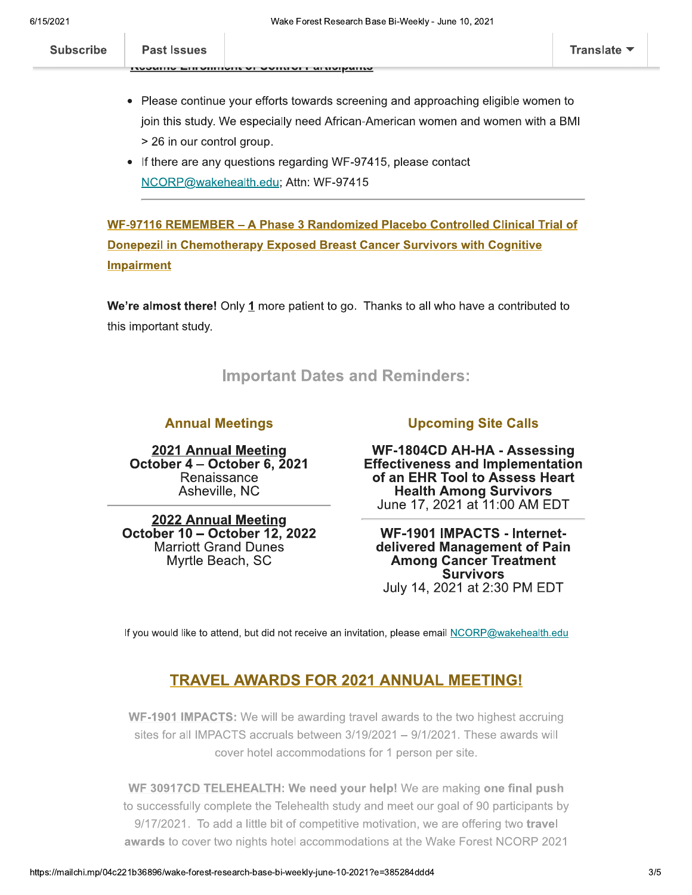- Please continue your efforts towards screening and approaching eligible women to join this study. We especially need African-American women and women with a BMI > 26 in our control group.
- If there are any questions regarding WF-97415, please contact NCORP@wakehealth.edu; Attn: WF-97415

---

**WF-97116 REMEMBER – A Phase 3 Randomized Placebo Controlled Clinical Trial of Donepezil in Chemotherapy Exposed Breast Cancer Survivors with Cognitive Impairment**

**We're almost there!** Only **1** more patient to go. Thanks to all who have a contributed to this important study.

## Important Dates and Reminders:

### Annual Meetings

**2021 Annual Meeting**
**October 4 – October 6, 2021**
Renaissance
Asheville, NC

---

**2022 Annual Meeting**
**October 10 – October 12, 2022**
Marriott Grand Dunes
Myrtle Beach, SC

### Upcoming Site Calls

**WF-1804CD AH-HA - Assessing Effectiveness and Implementation of an EHR Tool to Assess Heart Health Among Survivors**
June 17, 2021 at 11:00 AM EDT

---

**WF-1901 IMPACTS - Internet-delivered Management of Pain Among Cancer Treatment Survivors**
July 14, 2021 at 2:30 PM EDT

If you would like to attend, but did not receive an invitation, please email NCORP@wakehealth.edu

## TRAVEL AWARDS FOR 2021 ANNUAL MEETING!

**WF-1901 IMPACTS:** We will be awarding travel awards to the two highest accruing sites for all IMPACTS accruals between 3/19/2021 – 9/1/2021. These awards will cover hotel accommodations for 1 person per site.

**WF 30917CD TELEHEALTH: We need your help!** We are making **one final push** to successfully complete the Telehealth study and meet our goal of 90 participants by 9/17/2021. To add a little bit of competitive motivation, we are offering two **travel awards** to cover two nights hotel accommodations at the Wake Forest NCORP 2021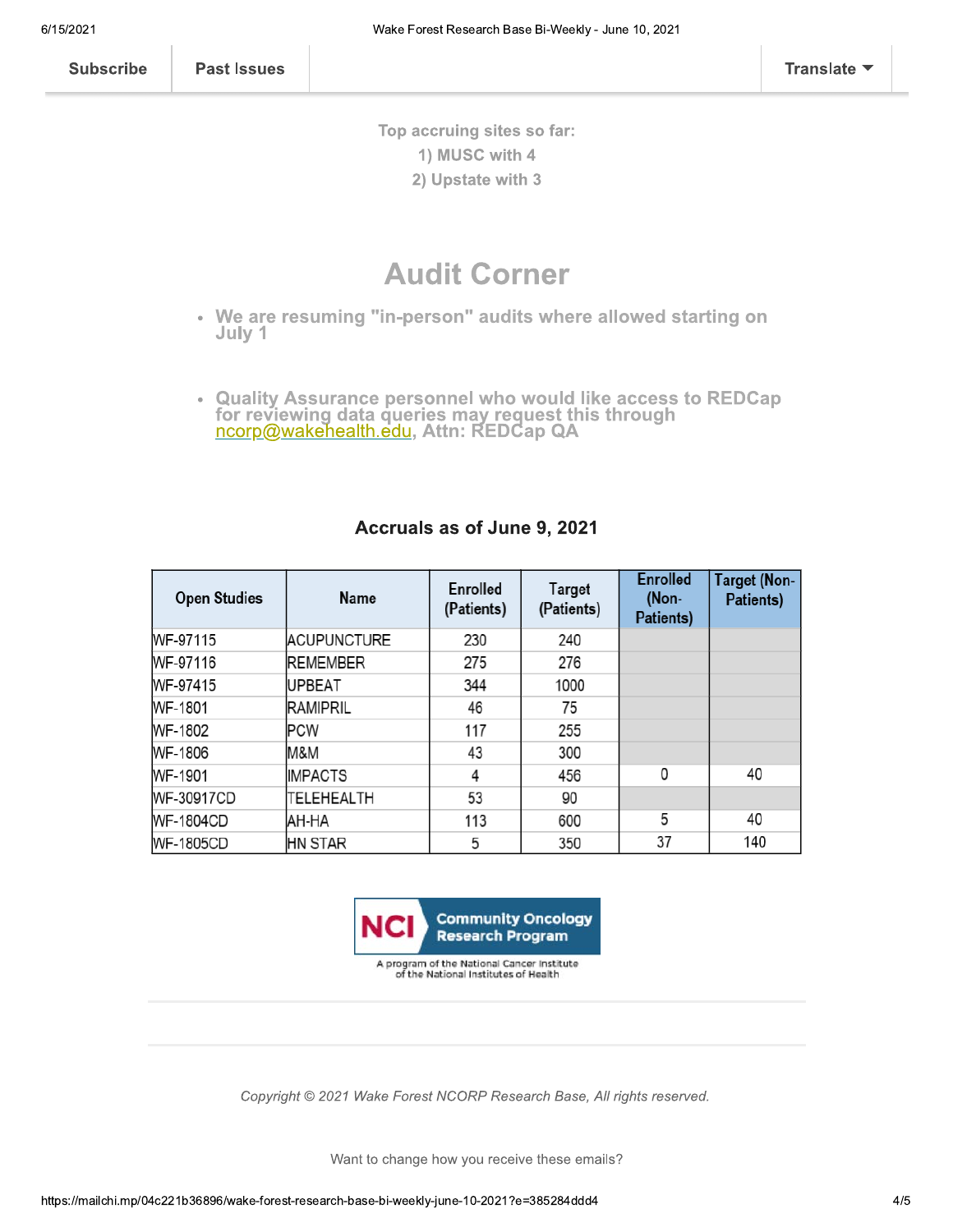Top accruing sites so far:

1) MUSC with 4

2) Upstate with 3

## Audit Corner

- We are resuming "in-person" audits where allowed starting on July 1
- Quality Assurance personnel who would like access to REDCap for reviewing data queries may request this through ncorp@wakehealth.edu, Attn: REDCap QA

### Accruals as of June 9, 2021

| Open Studies | Name | Enrolled (Patients) | Target (Patients) | Enrolled (Non-Patients) | Target (Non-Patients) |
|---|---|---|---|---|---|
| WF-97115 | ACUPUNCTURE | 230 | 240 | | |
| WF-97116 | REMEMBER | 275 | 276 | | |
| WF-97415 | UPBEAT | 344 | 1000 | | |
| WF-1801 | RAMIPRIL | 46 | 75 | | |
| WF-1802 | PCW | 117 | 255 | | |
| WF-1806 | M&M | 43 | 300 | | |
| WF-1901 | IMPACTS | 4 | 456 | 0 | 40 |
| WF-30917CD | TELEHEALTH | 53 | 90 | | |
| WF-1804CD | AH-HA | 113 | 600 | 5 | 40 |
| WF-1805CD | HN STAR | 5 | 350 | 37 | 140 |

NCI Community Oncology Research Program

A program of the National Cancer Institute of the National Institutes of Health

*Copyright © 2021 Wake Forest NCORP Research Base, All rights reserved.*

Want to change how you receive these emails?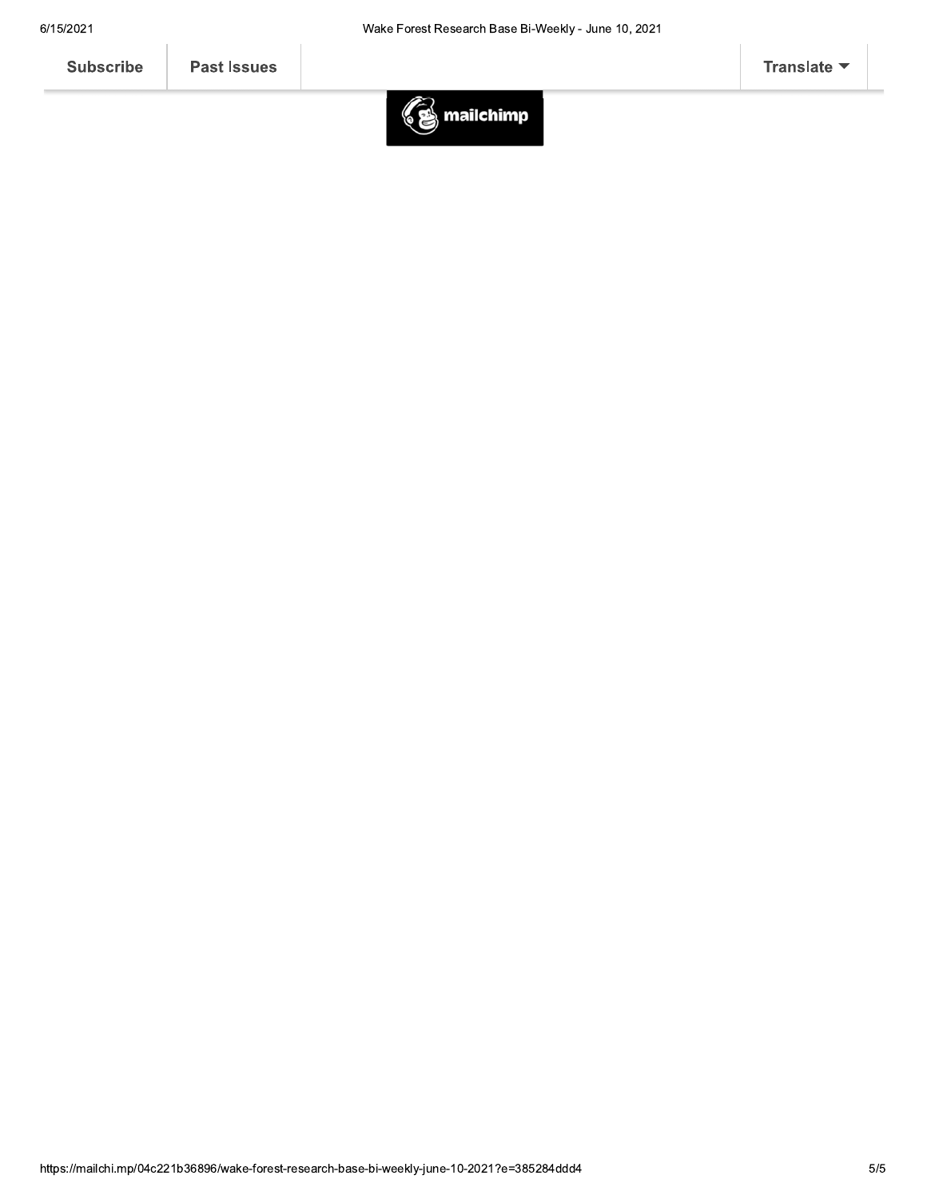Subscribe | Past Issues | Translate

mailchimp